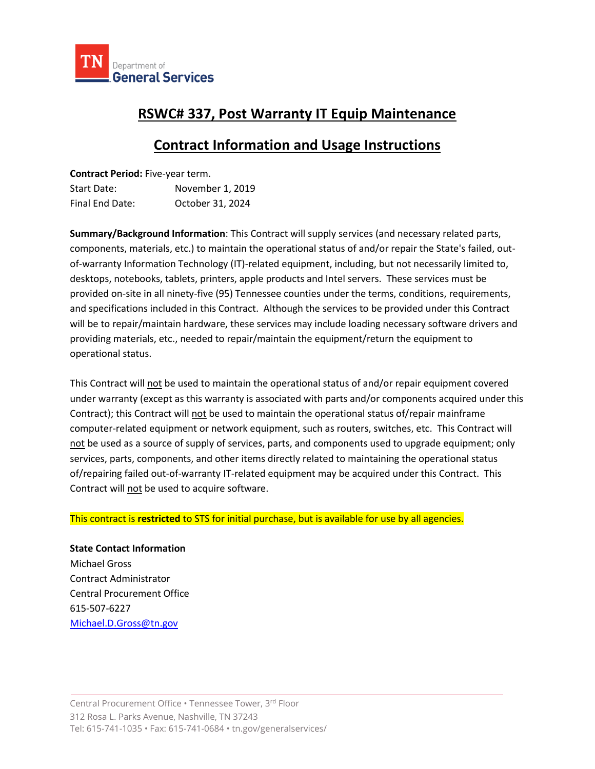TN Department of General Services

# RSWC# 337, Post Warranty IT Equip Maintenance

## Contract Information and Usage Instructions

**Contract Period:** Five-year term.

Start Date: November 1, 2019

Final End Date: October 31, 2024

**Summary/Background Information**: This Contract will supply services (and necessary related parts, components, materials, etc.) to maintain the operational status of and/or repair the State's failed, out-of-warranty Information Technology (IT)-related equipment, including, but not necessarily limited to, desktops, notebooks, tablets, printers, apple products and Intel servers. These services must be provided on-site in all ninety-five (95) Tennessee counties under the terms, conditions, requirements, and specifications included in this Contract. Although the services to be provided under this Contract will be to repair/maintain hardware, these services may include loading necessary software drivers and providing materials, etc., needed to repair/maintain the equipment/return the equipment to operational status.

This Contract will not be used to maintain the operational status of and/or repair equipment covered under warranty (except as this warranty is associated with parts and/or components acquired under this Contract); this Contract will not be used to maintain the operational status of/repair mainframe computer-related equipment or network equipment, such as routers, switches, etc. This Contract will not be used as a source of supply of services, parts, and components used to upgrade equipment; only services, parts, components, and other items directly related to maintaining the operational status of/repairing failed out-of-warranty IT-related equipment may be acquired under this Contract. This Contract will not be used to acquire software.

This contract is **restricted** to STS for initial purchase, but is available for use by all agencies.

**State Contact Information**

Michael Gross

Contract Administrator

Central Procurement Office

615-507-6227

Michael.D.Gross@tn.gov

Central Procurement Office • Tennessee Tower, 3rd Floor

312 Rosa L. Parks Avenue, Nashville, TN 37243

Tel: 615-741-1035 • Fax: 615-741-0684 • tn.gov/generalservices/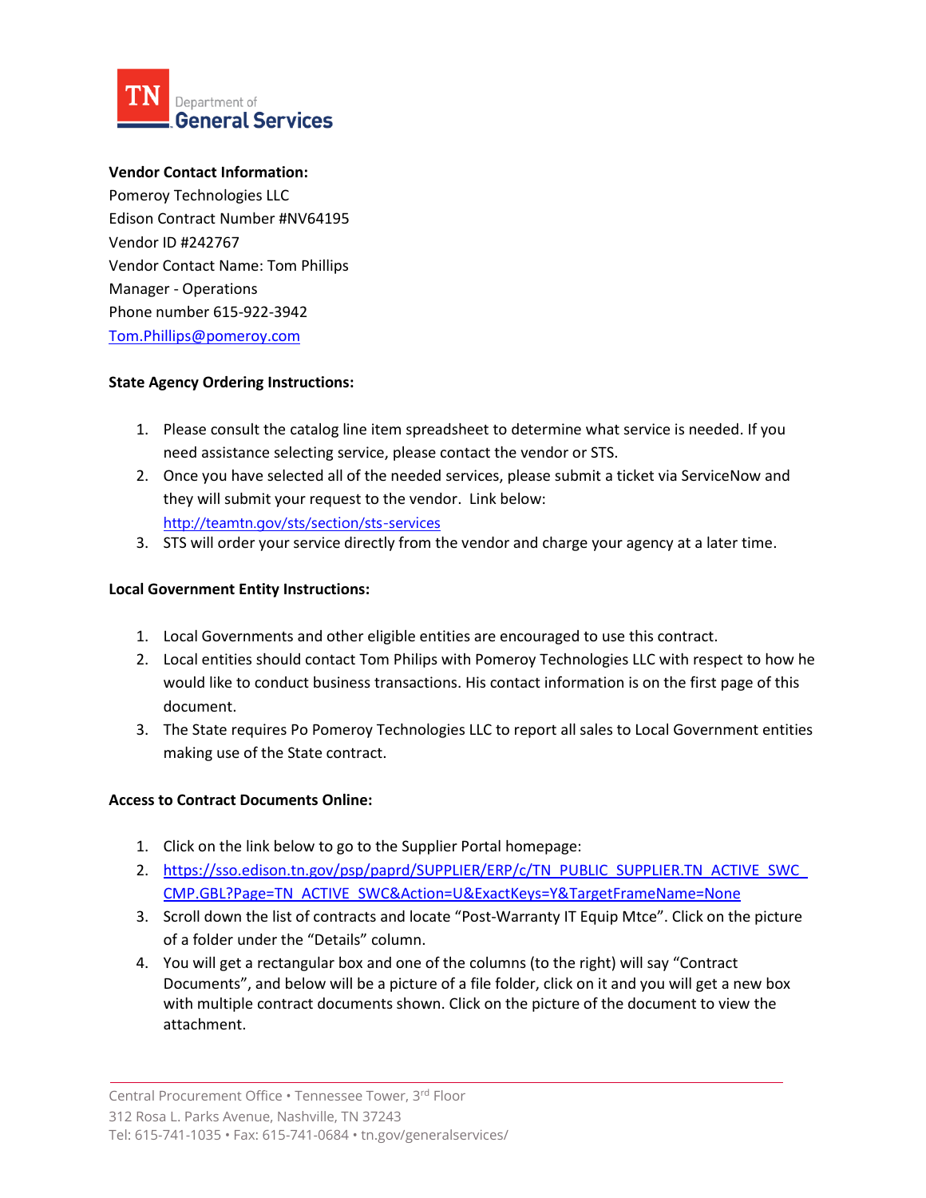TN Department of General Services

**Vendor Contact Information:**
Pomeroy Technologies LLC
Edison Contract Number #NV64195
Vendor ID #242767
Vendor Contact Name: Tom Phillips
Manager - Operations
Phone number 615-922-3942
Tom.Phillips@pomeroy.com

**State Agency Ordering Instructions:**

1. Please consult the catalog line item spreadsheet to determine what service is needed. If you need assistance selecting service, please contact the vendor or STS.
2. Once you have selected all of the needed services, please submit a ticket via ServiceNow and they will submit your request to the vendor. Link below: http://teamtn.gov/sts/section/sts-services
3. STS will order your service directly from the vendor and charge your agency at a later time.

**Local Government Entity Instructions:**

1. Local Governments and other eligible entities are encouraged to use this contract.
2. Local entities should contact Tom Philips with Pomeroy Technologies LLC with respect to how he would like to conduct business transactions. His contact information is on the first page of this document.
3. The State requires Po Pomeroy Technologies LLC to report all sales to Local Government entities making use of the State contract.

**Access to Contract Documents Online:**

1. Click on the link below to go to the Supplier Portal homepage:
2. https://sso.edison.tn.gov/psp/paprd/SUPPLIER/ERP/c/TN_PUBLIC_SUPPLIER.TN_ACTIVE_SWC_CMP.GBL?Page=TN_ACTIVE_SWC&Action=U&ExactKeys=Y&TargetFrameName=None
3. Scroll down the list of contracts and locate "Post-Warranty IT Equip Mtce". Click on the picture of a folder under the "Details" column.
4. You will get a rectangular box and one of the columns (to the right) will say "Contract Documents", and below will be a picture of a file folder, click on it and you will get a new box with multiple contract documents shown. Click on the picture of the document to view the attachment.

Central Procurement Office • Tennessee Tower, 3rd Floor
312 Rosa L. Parks Avenue, Nashville, TN 37243
Tel: 615-741-1035 • Fax: 615-741-0684 • tn.gov/generalservices/